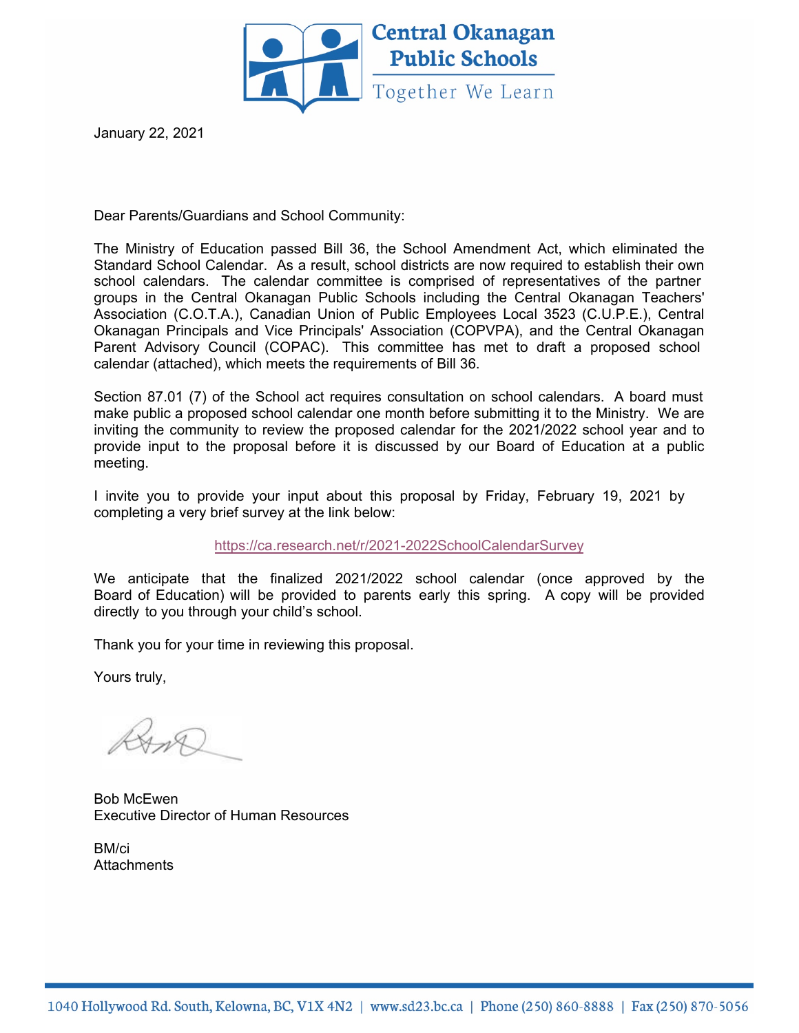Central Okanagan Public Schools

Together We Learn

January 22, 2021

Dear Parents/Guardians and School Community:

The Ministry of Education passed Bill 36, the School Amendment Act, which eliminated the Standard School Calendar. As a result, school districts are now required to establish their own school calendars. The calendar committee is comprised of representatives of the partner groups in the Central Okanagan Public Schools including the Central Okanagan Teachers' Association (C.O.T.A.), Canadian Union of Public Employees Local 3523 (C.U.P.E.), Central Okanagan Principals and Vice Principals' Association (COPVPA), and the Central Okanagan Parent Advisory Council (COPAC). This committee has met to draft a proposed school calendar (attached), which meets the requirements of Bill 36.

Section 87.01 (7) of the School act requires consultation on school calendars. A board must make public a proposed school calendar one month before submitting it to the Ministry. We are inviting the community to review the proposed calendar for the 2021/2022 school year and to provide input to the proposal before it is discussed by our Board of Education at a public meeting.

I invite you to provide your input about this proposal by Friday, February 19, 2021 by completing a very brief survey at the link below:

https://ca.research.net/r/2021-2022SchoolCalendarSurvey

We anticipate that the finalized 2021/2022 school calendar (once approved by the Board of Education) will be provided to parents early this spring. A copy will be provided directly to you through your child's school.

Thank you for your time in reviewing this proposal.

Yours truly,

Bob McEwen
Executive Director of Human Resources

BM/ci
Attachments

1040 Hollywood Rd. South, Kelowna, BC, V1X 4N2 | www.sd23.bc.ca | Phone (250) 860-8888 | Fax (250) 870-5056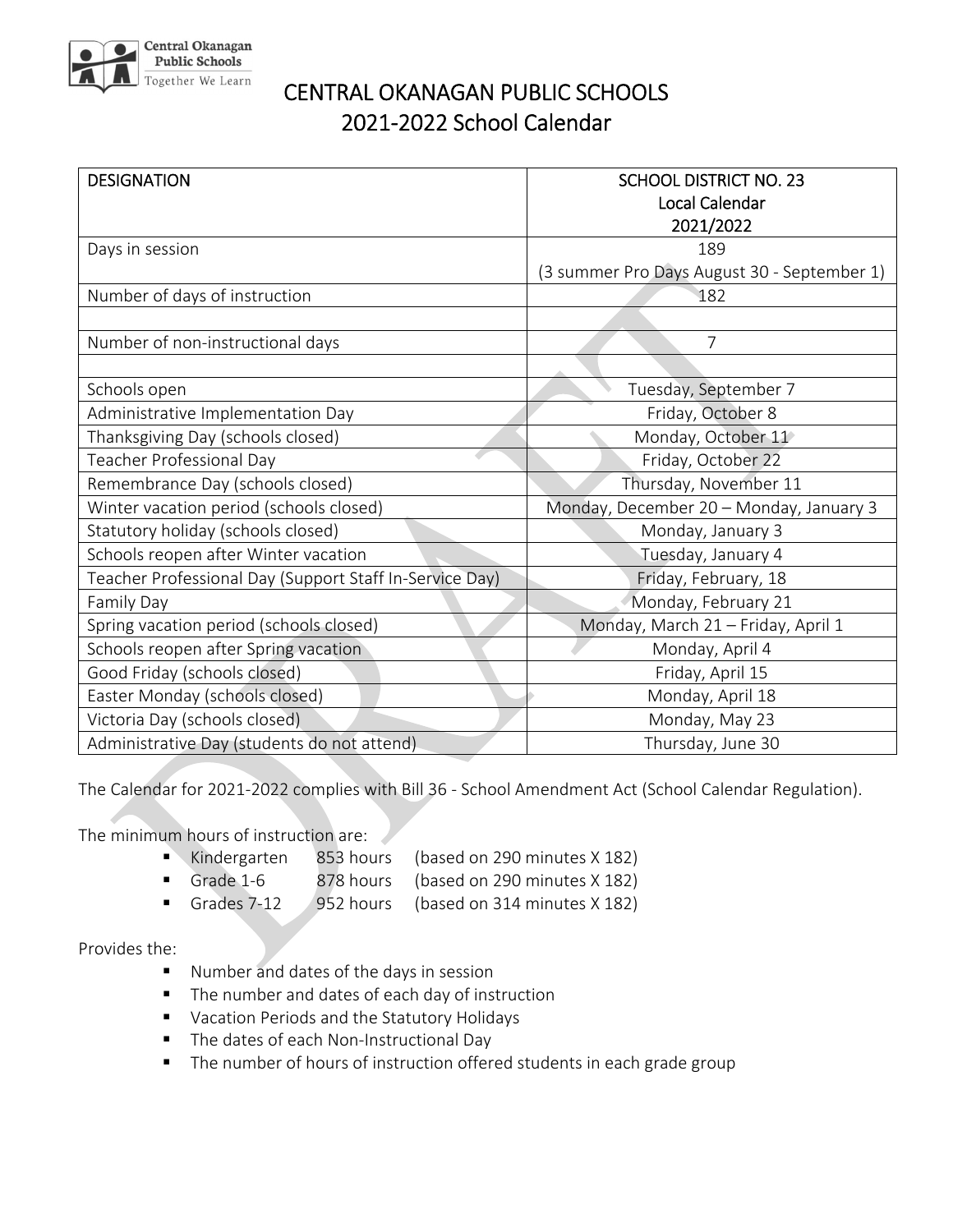# CENTRAL OKANAGAN PUBLIC SCHOOLS
## 2021-2022 School Calendar

| DESIGNATION | SCHOOL DISTRICT NO. 23 Local Calendar 2021/2022 |
|---|---|
| Days in session | 189 (3 summer Pro Days August 30 - September 1) |
| Number of days of instruction | 182 |
| | |
| Number of non-instructional days | 7 |
| | |
| Schools open | Tuesday, September 7 |
| Administrative Implementation Day | Friday, October 8 |
| Thanksgiving Day (schools closed) | Monday, October 11 |
| Teacher Professional Day | Friday, October 22 |
| Remembrance Day (schools closed) | Thursday, November 11 |
| Winter vacation period (schools closed) | Monday, December 20 – Monday, January 3 |
| Statutory holiday (schools closed) | Monday, January 3 |
| Schools reopen after Winter vacation | Tuesday, January 4 |
| Teacher Professional Day (Support Staff In-Service Day) | Friday, February, 18 |
| Family Day | Monday, February 21 |
| Spring vacation period (schools closed) | Monday, March 21 – Friday, April 1 |
| Schools reopen after Spring vacation | Monday, April 4 |
| Good Friday (schools closed) | Friday, April 15 |
| Easter Monday (schools closed) | Monday, April 18 |
| Victoria Day (schools closed) | Monday, May 23 |
| Administrative Day (students do not attend) | Thursday, June 30 |

The Calendar for 2021-2022 complies with Bill 36 - School Amendment Act (School Calendar Regulation).

The minimum hours of instruction are:

- Kindergarten 853 hours (based on 290 minutes X 182)
- Grade 1-6 878 hours (based on 290 minutes X 182)
- Grades 7-12 952 hours (based on 314 minutes X 182)

Provides the:

- Number and dates of the days in session
- The number and dates of each day of instruction
- Vacation Periods and the Statutory Holidays
- The dates of each Non-Instructional Day
- The number of hours of instruction offered students in each grade group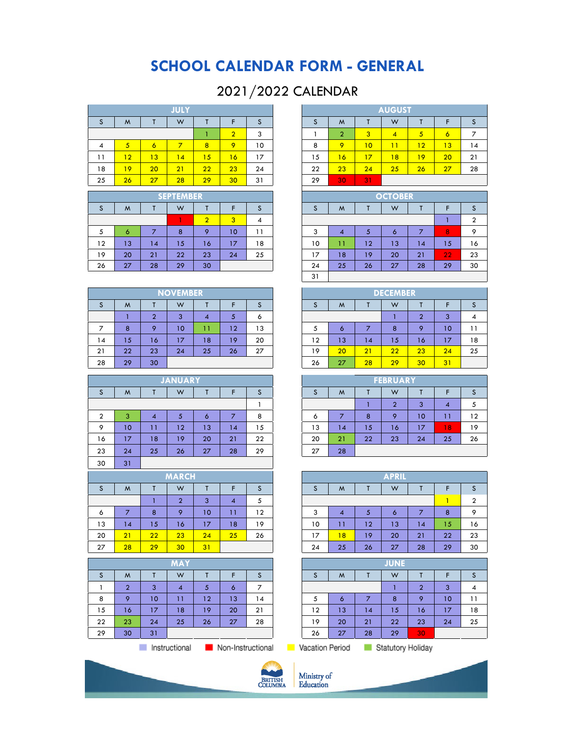# SCHOOL CALENDAR FORM - GENERAL

## 2021/2022 CALENDAR

**JULY**

| S | M | T | W | T | F | S |
|---|---|---|---|---|---|---|
| | | | | 1 | 2 | 3 |
| 4 | 5 | 6 | 7 | 8 | 9 | 10 |
| 11 | 12 | 13 | 14 | 15 | 16 | 17 |
| 18 | 19 | 20 | 21 | 22 | 23 | 24 |
| 25 | 26 | 27 | 28 | 29 | 30 | 31 |

**AUGUST**

| S | M | T | W | T | F | S |
|---|---|---|---|---|---|---|
| 1 | 2 | 3 | 4 | 5 | 6 | 7 |
| 8 | 9 | 10 | 11 | 12 | 13 | 14 |
| 15 | 16 | 17 | 18 | 19 | 20 | 21 |
| 22 | 23 | 24 | 25 | 26 | 27 | 28 |
| 29 | 30 | 31 | | | | |

**SEPTEMBER**

| S | M | T | W | T | F | S |
|---|---|---|---|---|---|---|
| | | | 1 | 2 | 3 | 4 |
| 5 | 6 | 7 | 8 | 9 | 10 | 11 |
| 12 | 13 | 14 | 15 | 16 | 17 | 18 |
| 19 | 20 | 21 | 22 | 23 | 24 | 25 |
| 26 | 27 | 28 | 29 | 30 | | |

**OCTOBER**

| S | M | T | W | T | F | S |
|---|---|---|---|---|---|---|
| | | | | | 1 | 2 |
| 3 | 4 | 5 | 6 | 7 | 8 | 9 |
| 10 | 11 | 12 | 13 | 14 | 15 | 16 |
| 17 | 18 | 19 | 20 | 21 | 22 | 23 |
| 24 | 25 | 26 | 27 | 28 | 29 | 30 |
| 31 | | | | | | |

**NOVEMBER**

| S | M | T | W | T | F | S |
|---|---|---|---|---|---|---|
| | 1 | 2 | 3 | 4 | 5 | 6 |
| 7 | 8 | 9 | 10 | 11 | 12 | 13 |
| 14 | 15 | 16 | 17 | 18 | 19 | 20 |
| 21 | 22 | 23 | 24 | 25 | 26 | 27 |
| 28 | 29 | 30 | | | | |

**DECEMBER**

| S | M | T | W | T | F | S |
|---|---|---|---|---|---|---|
| | | | 1 | 2 | 3 | 4 |
| 5 | 6 | 7 | 8 | 9 | 10 | 11 |
| 12 | 13 | 14 | 15 | 16 | 17 | 18 |
| 19 | 20 | 21 | 22 | 23 | 24 | 25 |
| 26 | 27 | 28 | 29 | 30 | 31 | |

**JANUARY**

| S | M | T | W | T | F | S |
|---|---|---|---|---|---|---|
| | | | | | | 1 |
| 2 | 3 | 4 | 5 | 6 | 7 | 8 |
| 9 | 10 | 11 | 12 | 13 | 14 | 15 |
| 16 | 17 | 18 | 19 | 20 | 21 | 22 |
| 23 | 24 | 25 | 26 | 27 | 28 | 29 |
| 30 | 31 | | | | | |

**FEBRUARY**

| S | M | T | W | T | F | S |
|---|---|---|---|---|---|---|
| | | 1 | 2 | 3 | 4 | 5 |
| 6 | 7 | 8 | 9 | 10 | 11 | 12 |
| 13 | 14 | 15 | 16 | 17 | 18 | 19 |
| 20 | 21 | 22 | 23 | 24 | 25 | 26 |
| 27 | 28 | | | | | |

**MARCH**

| S | M | T | W | T | F | S |
|---|---|---|---|---|---|---|
| | | 1 | 2 | 3 | 4 | 5 |
| 6 | 7 | 8 | 9 | 10 | 11 | 12 |
| 13 | 14 | 15 | 16 | 17 | 18 | 19 |
| 20 | 21 | 22 | 23 | 24 | 25 | 26 |
| 27 | 28 | 29 | 30 | 31 | | |

**APRIL**

| S | M | T | W | T | F | S |
|---|---|---|---|---|---|---|
| | | | | | 1 | 2 |
| 3 | 4 | 5 | 6 | 7 | 8 | 9 |
| 10 | 11 | 12 | 13 | 14 | 15 | 16 |
| 17 | 18 | 19 | 20 | 21 | 22 | 23 |
| 24 | 25 | 26 | 27 | 28 | 29 | 30 |

**MAY**

| S | M | T | W | T | F | S |
|---|---|---|---|---|---|---|
| 1 | 2 | 3 | 4 | 5 | 6 | 7 |
| 8 | 9 | 10 | 11 | 12 | 13 | 14 |
| 15 | 16 | 17 | 18 | 19 | 20 | 21 |
| 22 | 23 | 24 | 25 | 26 | 27 | 28 |
| 29 | 30 | 31 | | | | |

**JUNE**

| S | M | T | W | T | F | S |
|---|---|---|---|---|---|---|
| | | | 1 | 2 | 3 | 4 |
| 5 | 6 | 7 | 8 | 9 | 10 | 11 |
| 12 | 13 | 14 | 15 | 16 | 17 | 18 |
| 19 | 20 | 21 | 22 | 23 | 24 | 25 |
| 26 | 27 | 28 | 29 | 30 | | |

Instructional | Non-Instructional | Vacation Period | Statutory Holiday

British Columbia | Ministry of Education